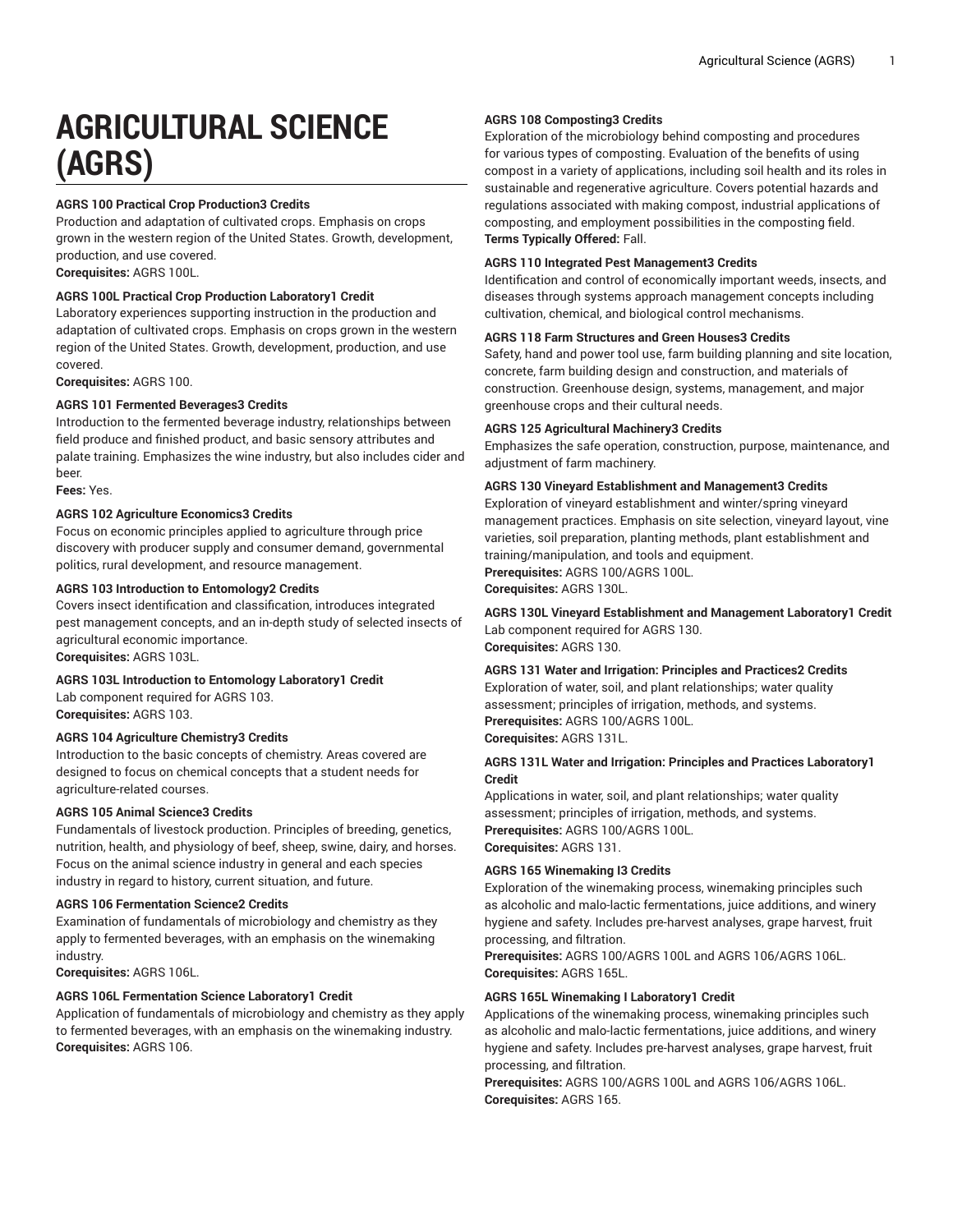# AGRICULTURAL SCIENCE (AGRS)

**AGRS 100 Practical Crop Production3 Credits**

Production and adaptation of cultivated crops. Emphasis on crops grown in the western region of the United States. Growth, development, production, and use covered.

**Corequisites:** AGRS 100L.

**AGRS 100L Practical Crop Production Laboratory1 Credit**

Laboratory experiences supporting instruction in the production and adaptation of cultivated crops. Emphasis on crops grown in the western region of the United States. Growth, development, production, and use covered.

**Corequisites:** AGRS 100.

**AGRS 101 Fermented Beverages3 Credits**

Introduction to the fermented beverage industry, relationships between field produce and finished product, and basic sensory attributes and palate training. Emphasizes the wine industry, but also includes cider and beer.

**Fees:** Yes.

**AGRS 102 Agriculture Economics3 Credits**

Focus on economic principles applied to agriculture through price discovery with producer supply and consumer demand, governmental politics, rural development, and resource management.

**AGRS 103 Introduction to Entomology2 Credits**

Covers insect identification and classification, introduces integrated pest management concepts, and an in-depth study of selected insects of agricultural economic importance.

**Corequisites:** AGRS 103L.

**AGRS 103L Introduction to Entomology Laboratory1 Credit**

Lab component required for AGRS 103.

**Corequisites:** AGRS 103.

**AGRS 104 Agriculture Chemistry3 Credits**

Introduction to the basic concepts of chemistry. Areas covered are designed to focus on chemical concepts that a student needs for agriculture-related courses.

**AGRS 105 Animal Science3 Credits**

Fundamentals of livestock production. Principles of breeding, genetics, nutrition, health, and physiology of beef, sheep, swine, dairy, and horses. Focus on the animal science industry in general and each species industry in regard to history, current situation, and future.

**AGRS 106 Fermentation Science2 Credits**

Examination of fundamentals of microbiology and chemistry as they apply to fermented beverages, with an emphasis on the winemaking industry.

**Corequisites:** AGRS 106L.

**AGRS 106L Fermentation Science Laboratory1 Credit**

Application of fundamentals of microbiology and chemistry as they apply to fermented beverages, with an emphasis on the winemaking industry.

**Corequisites:** AGRS 106.

**AGRS 108 Composting3 Credits**

Exploration of the microbiology behind composting and procedures for various types of composting. Evaluation of the benefits of using compost in a variety of applications, including soil health and its roles in sustainable and regenerative agriculture. Covers potential hazards and regulations associated with making compost, industrial applications of composting, and employment possibilities in the composting field.

**Terms Typically Offered:** Fall.

**AGRS 110 Integrated Pest Management3 Credits**

Identification and control of economically important weeds, insects, and diseases through systems approach management concepts including cultivation, chemical, and biological control mechanisms.

**AGRS 118 Farm Structures and Green Houses3 Credits**

Safety, hand and power tool use, farm building planning and site location, concrete, farm building design and construction, and materials of construction. Greenhouse design, systems, management, and major greenhouse crops and their cultural needs.

**AGRS 125 Agricultural Machinery3 Credits**

Emphasizes the safe operation, construction, purpose, maintenance, and adjustment of farm machinery.

**AGRS 130 Vineyard Establishment and Management3 Credits**

Exploration of vineyard establishment and winter/spring vineyard management practices. Emphasis on site selection, vineyard layout, vine varieties, soil preparation, planting methods, plant establishment and training/manipulation, and tools and equipment.

**Prerequisites:** AGRS 100/AGRS 100L.

**Corequisites:** AGRS 130L.

**AGRS 130L Vineyard Establishment and Management Laboratory1 Credit**

Lab component required for AGRS 130.

**Corequisites:** AGRS 130.

**AGRS 131 Water and Irrigation: Principles and Practices2 Credits**

Exploration of water, soil, and plant relationships; water quality assessment; principles of irrigation, methods, and systems.

**Prerequisites:** AGRS 100/AGRS 100L.

**Corequisites:** AGRS 131L.

**AGRS 131L Water and Irrigation: Principles and Practices Laboratory1 Credit**

Applications in water, soil, and plant relationships; water quality assessment; principles of irrigation, methods, and systems.

**Prerequisites:** AGRS 100/AGRS 100L.

**Corequisites:** AGRS 131.

**AGRS 165 Winemaking I3 Credits**

Exploration of the winemaking process, winemaking principles such as alcoholic and malo-lactic fermentations, juice additions, and winery hygiene and safety. Includes pre-harvest analyses, grape harvest, fruit processing, and filtration.

**Prerequisites:** AGRS 100/AGRS 100L and AGRS 106/AGRS 106L.

**Corequisites:** AGRS 165L.

**AGRS 165L Winemaking I Laboratory1 Credit**

Applications of the winemaking process, winemaking principles such as alcoholic and malo-lactic fermentations, juice additions, and winery hygiene and safety. Includes pre-harvest analyses, grape harvest, fruit processing, and filtration.

**Prerequisites:** AGRS 100/AGRS 100L and AGRS 106/AGRS 106L.

**Corequisites:** AGRS 165.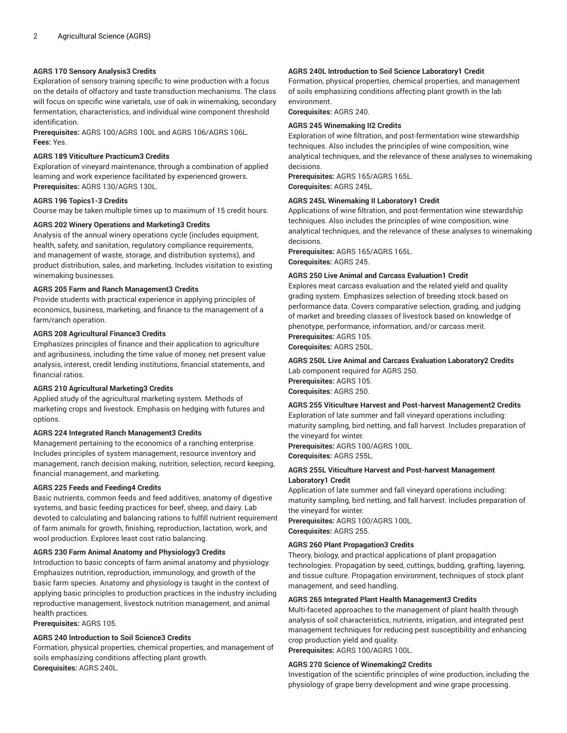**AGRS 170 Sensory Analysis3 Credits**

Exploration of sensory training specific to wine production with a focus on the details of olfactory and taste transduction mechanisms. The class will focus on specific wine varietals, use of oak in winemaking, secondary fermentation, characteristics, and individual wine component threshold identification.

**Prerequisites:** AGRS 100/AGRS 100L and AGRS 106/AGRS 106L.
**Fees:** Yes.

**AGRS 189 Viticulture Practicum3 Credits**

Exploration of vineyard maintenance, through a combination of applied learning and work experience facilitated by experienced growers.

**Prerequisites:** AGRS 130/AGRS 130L.

**AGRS 196 Topics1-3 Credits**

Course may be taken multiple times up to maximum of 15 credit hours.

**AGRS 202 Winery Operations and Marketing3 Credits**

Analysis of the annual winery operations cycle (includes equipment, health, safety, and sanitation, regulatory compliance requirements, and management of waste, storage, and distribution systems), and product distribution, sales, and marketing. Includes visitation to existing winemaking businesses.

**AGRS 205 Farm and Ranch Management3 Credits**

Provide students with practical experience in applying principles of economics, business, marketing, and finance to the management of a farm/ranch operation.

**AGRS 208 Agricultural Finance3 Credits**

Emphasizes principles of finance and their application to agriculture and agribusiness, including the time value of money, net present value analysis, interest, credit lending institutions, financial statements, and financial ratios.

**AGRS 210 Agricultural Marketing3 Credits**

Applied study of the agricultural marketing system. Methods of marketing crops and livestock. Emphasis on hedging with futures and options.

**AGRS 224 Integrated Ranch Management3 Credits**

Management pertaining to the economics of a ranching enterprise. Includes principles of system management, resource inventory and management, ranch decision making, nutrition, selection, record keeping, financial management, and marketing.

**AGRS 225 Feeds and Feeding4 Credits**

Basic nutrients, common feeds and feed additives, anatomy of digestive systems, and basic feeding practices for beef, sheep, and dairy. Lab devoted to calculating and balancing rations to fulfill nutrient requirement of farm animals for growth, finishing, reproduction, lactation, work, and wool production. Explores least cost ratio balancing.

**AGRS 230 Farm Animal Anatomy and Physiology3 Credits**

Introduction to basic concepts of farm animal anatomy and physiology. Emphasizes nutrition, reproduction, immunology, and growth of the basic farm species. Anatomy and physiology is taught in the context of applying basic principles to production practices in the industry including reproductive management, livestock nutrition management, and animal health practices.

**Prerequisites:** AGRS 105.

**AGRS 240 Introduction to Soil Science3 Credits**

Formation, physical properties, chemical properties, and management of soils emphasizing conditions affecting plant growth.

**Corequisites:** AGRS 240L.

**AGRS 240L Introduction to Soil Science Laboratory1 Credit**

Formation, physical properties, chemical properties, and management of soils emphasizing conditions affecting plant growth in the lab environment.

**Corequisites:** AGRS 240.

**AGRS 245 Winemaking II2 Credits**

Exploration of wine filtration, and post-fermentation wine stewardship techniques. Also includes the principles of wine composition, wine analytical techniques, and the relevance of these analyses to winemaking decisions.

**Prerequisites:** AGRS 165/AGRS 165L.
**Corequisites:** AGRS 245L.

**AGRS 245L Winemaking II Laboratory1 Credit**

Applications of wine filtration, and post-fermentation wine stewardship techniques. Also includes the principles of wine composition, wine analytical techniques, and the relevance of these analyses to winemaking decisions.

**Prerequisites:** AGRS 165/AGRS 165L.
**Corequisites:** AGRS 245.

**AGRS 250 Live Animal and Carcass Evaluation1 Credit**

Explores meat carcass evaluation and the related yield and quality grading system. Emphasizes selection of breeding stock based on performance data. Covers comparative selection, grading, and judging of market and breeding classes of livestock based on knowledge of phenotype, performance, information, and/or carcass merit.

**Prerequisites:** AGRS 105.
**Corequisites:** AGRS 250L.

**AGRS 250L Live Animal and Carcass Evaluation Laboratory2 Credits**

Lab component required for AGRS 250.

**Prerequisites:** AGRS 105.
**Corequisites:** AGRS 250.

**AGRS 255 Viticulture Harvest and Post-harvest Management2 Credits**

Exploration of late summer and fall vineyard operations including: maturity sampling, bird netting, and fall harvest. Includes preparation of the vineyard for winter.

**Prerequisites:** AGRS 100/AGRS 100L.
**Corequisites:** AGRS 255L.

**AGRS 255L Viticulture Harvest and Post-harvest Management Laboratory1 Credit**

Application of late summer and fall vineyard operations including: maturity sampling, bird netting, and fall harvest. Includes preparation of the vineyard for winter.

**Prerequisites:** AGRS 100/AGRS 100L.
**Corequisites:** AGRS 255.

**AGRS 260 Plant Propagation3 Credits**

Theory, biology, and practical applications of plant propagation technologies. Propagation by seed, cuttings, budding, grafting, layering, and tissue culture. Propagation environment, techniques of stock plant management, and seed handling.

**AGRS 265 Integrated Plant Health Management3 Credits**

Multi-faceted approaches to the management of plant health through analysis of soil characteristics, nutrients, irrigation, and integrated pest management techniques for reducing pest susceptibility and enhancing crop production yield and quality.

**Prerequisites:** AGRS 100/AGRS 100L.

**AGRS 270 Science of Winemaking2 Credits**

Investigation of the scientific principles of wine production, including the physiology of grape berry development and wine grape processing.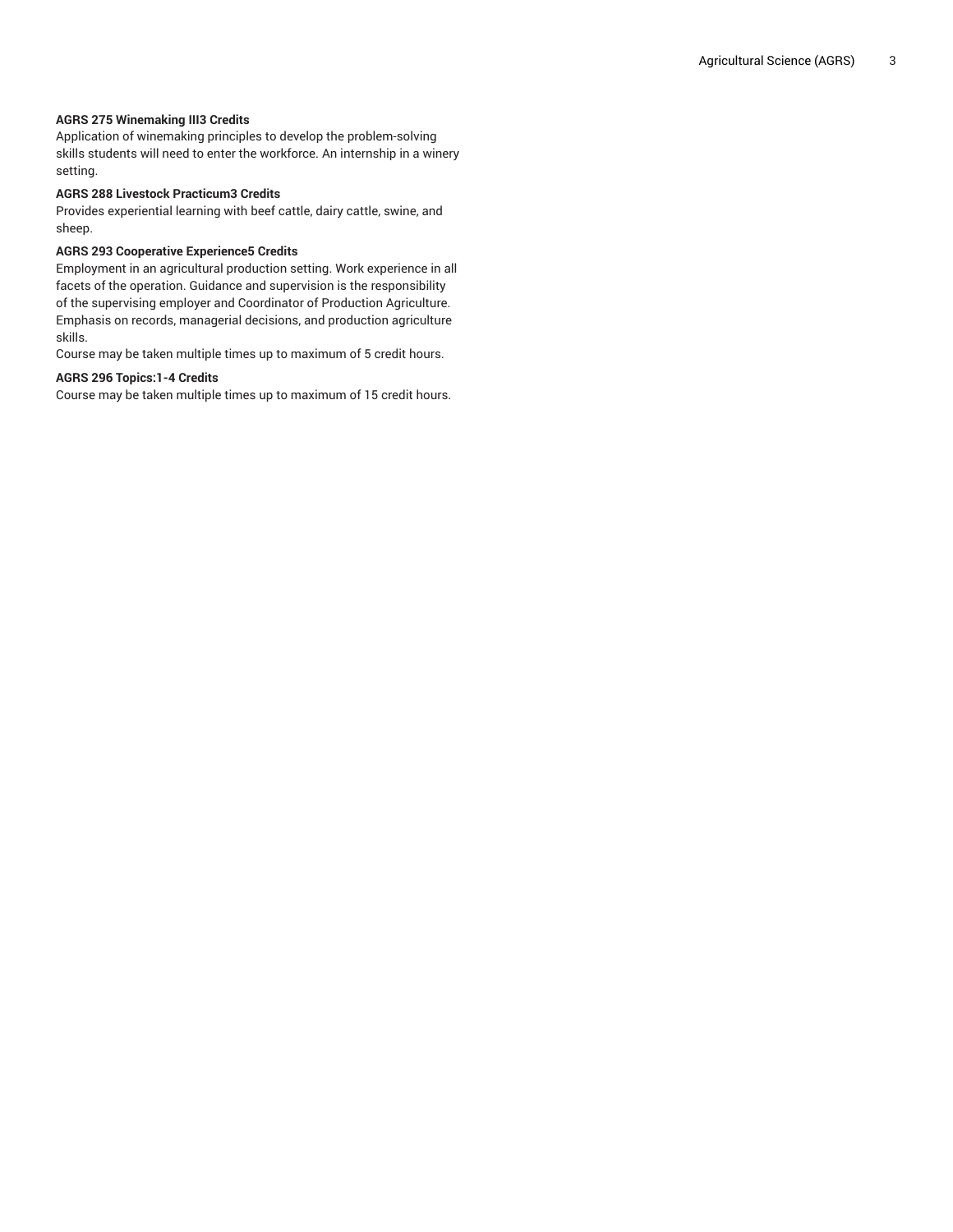**AGRS 275 Winemaking III3 Credits**

Application of winemaking principles to develop the problem-solving skills students will need to enter the workforce. An internship in a winery setting.

**AGRS 288 Livestock Practicum3 Credits**

Provides experiential learning with beef cattle, dairy cattle, swine, and sheep.

**AGRS 293 Cooperative Experience5 Credits**

Employment in an agricultural production setting. Work experience in all facets of the operation. Guidance and supervision is the responsibility of the supervising employer and Coordinator of Production Agriculture. Emphasis on records, managerial decisions, and production agriculture skills.

Course may be taken multiple times up to maximum of 5 credit hours.

**AGRS 296 Topics:1-4 Credits**

Course may be taken multiple times up to maximum of 15 credit hours.